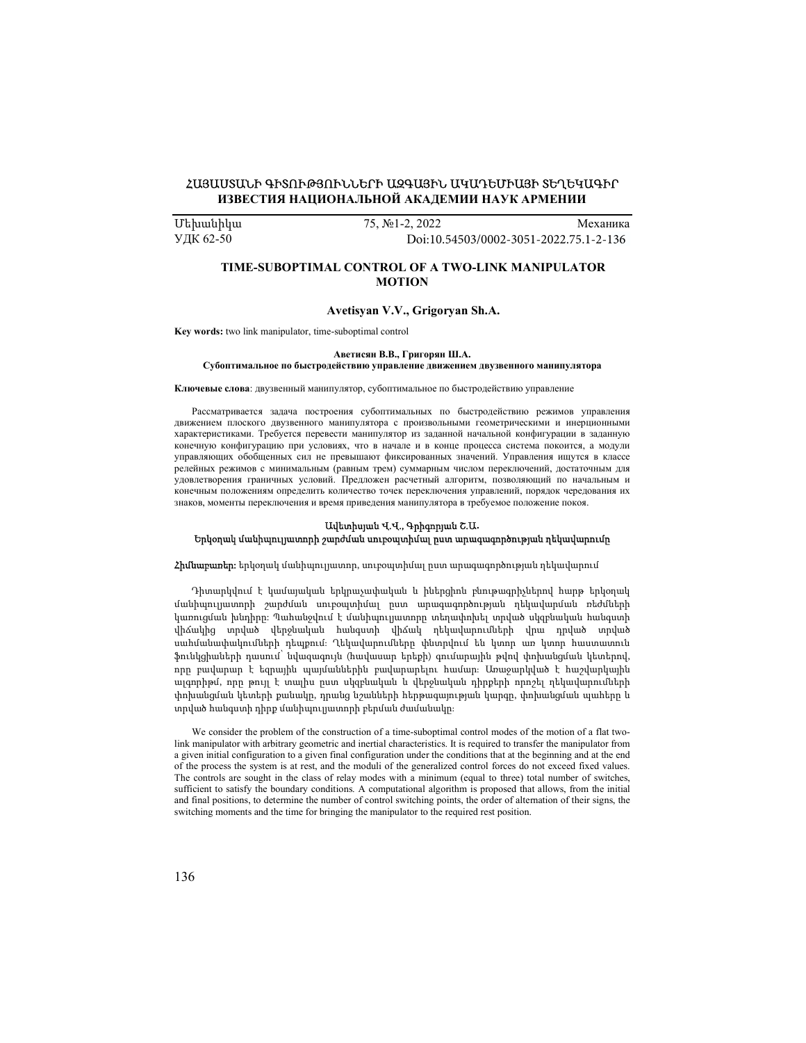## ՀԱՅԱՍՏԱՆԻ ԳԻՏՈՒԹՅՈՒՆՆԵՐԻ ԱԶԳԱՅԻՆ ԱԿԱԴԵՄԻԱՅԻ ՏԵՂԵԿԱԳԻՐ
## ИЗВЕСТИЯ НАЦИОНАЛЬНОЙ АКАДЕМИИ НАУК АРМЕНИИ

Մեխանիկա 75, №1-2, 2022 Механика

УДК 62-50 Doi:10.54503/0002-3051-2022.75.1-2-136

# TIME-SUBOPTIMAL CONTROL OF A TWO-LINK MANIPULATOR MOTION

### Avetisyan V.V., Grigoryan Sh.A.

**Key words:** two link manipulator, time-suboptimal control

**Аветисян В.В., Григорян Ш.А.**
**Субоптимальное по быстродействию управление движением двузвенного манипулятора**

**Ключевые слова**: двузвенный манипулятор, субоптимальное по быстродействию управление

Рассматривается задача построения субоптимальных по быстродействию режимов управления движением плоского двузвенного манипулятора с произвольными геометрическими и инерционными характеристиками. Требуется перевести манипулятор из заданной начальной конфигурации в заданную конечную конфигурацию при условиях, что в начале и в конце процесса система покоится, а модули управляющих обобщенных сил не превышают фиксированных значений. Управления ищутся в классе релейных режимов с минимальным (равным трем) суммарным числом переключений, достаточным для удовлетворения граничных условий. Предложен расчетный алгоритм, позволяющий по начальным и конечным положениям определить количество точек переключения управлений, порядок чередования их знаков, моменты переключения и время приведения манипулятора в требуемое положение покоя.

**Ավետիսյան Վ.Վ., Գրիգորյան Շ.Ա.**
**Երկօղակ մանիպուլյատորի շարժման սուբօպտիմալ ըստ արագագործության ղեկավարումը**

**Հիմնաբառեր:** երկօղակ մանիպուլյատոր, սուբօպտիմալ ըստ արագագործության ղեկավարում

Դիտարկվում է կամայական երկրաչափական և իներցիոն բնութագրիչներով հարթ երկօղակ մանիպուլյատորի շարժման սուբօպտիմալ ըստ արագագործության ղեկավարման ռեժիմների կառուցման խնդիրը: Պահանջվում է մանիպուլյատորը տեղափոխել տրված սկզբնական հանգստի վիճակից տրված վերջնական հանգստի վիճակ ղեկավարումների վրա դրված տրված սահմանափակումների դեպքում: Ղեկավարումները փնտրվում են կտոր առ կտոր հաստատուն ֆունկցիաների դասում՝ նվազագույն (հավասար երեքի) գումարային թվով փոխանջման կետերով, որը բավարար է եզրային պայմաններին բավարարելու համար: Առաջարկված է հաշվարկային ալգորիթմ, որը թույլ է տալիս ըստ սկզբնական և վերջնական դիրքերի որոշել ղեկավարումների փոխանջման կետերի քանակը, դրանց նշանների հերթագայության կարգը, փոխանջման պահերը և տրված հանգստի դիրք մանիպուլյատորի բերման ժամանակը:

We consider the problem of the construction of a time-suboptimal control modes of the motion of a flat two-link manipulator with arbitrary geometric and inertial characteristics. It is required to transfer the manipulator from a given initial configuration to a given final configuration under the conditions that at the beginning and at the end of the process the system is at rest, and the moduli of the generalized control forces do not exceed fixed values. The controls are sought in the class of relay modes with a minimum (equal to three) total number of switches, sufficient to satisfy the boundary conditions. A computational algorithm is proposed that allows, from the initial and final positions, to determine the number of control switching points, the order of alternation of their signs, the switching moments and the time for bringing the manipulator to the required rest position.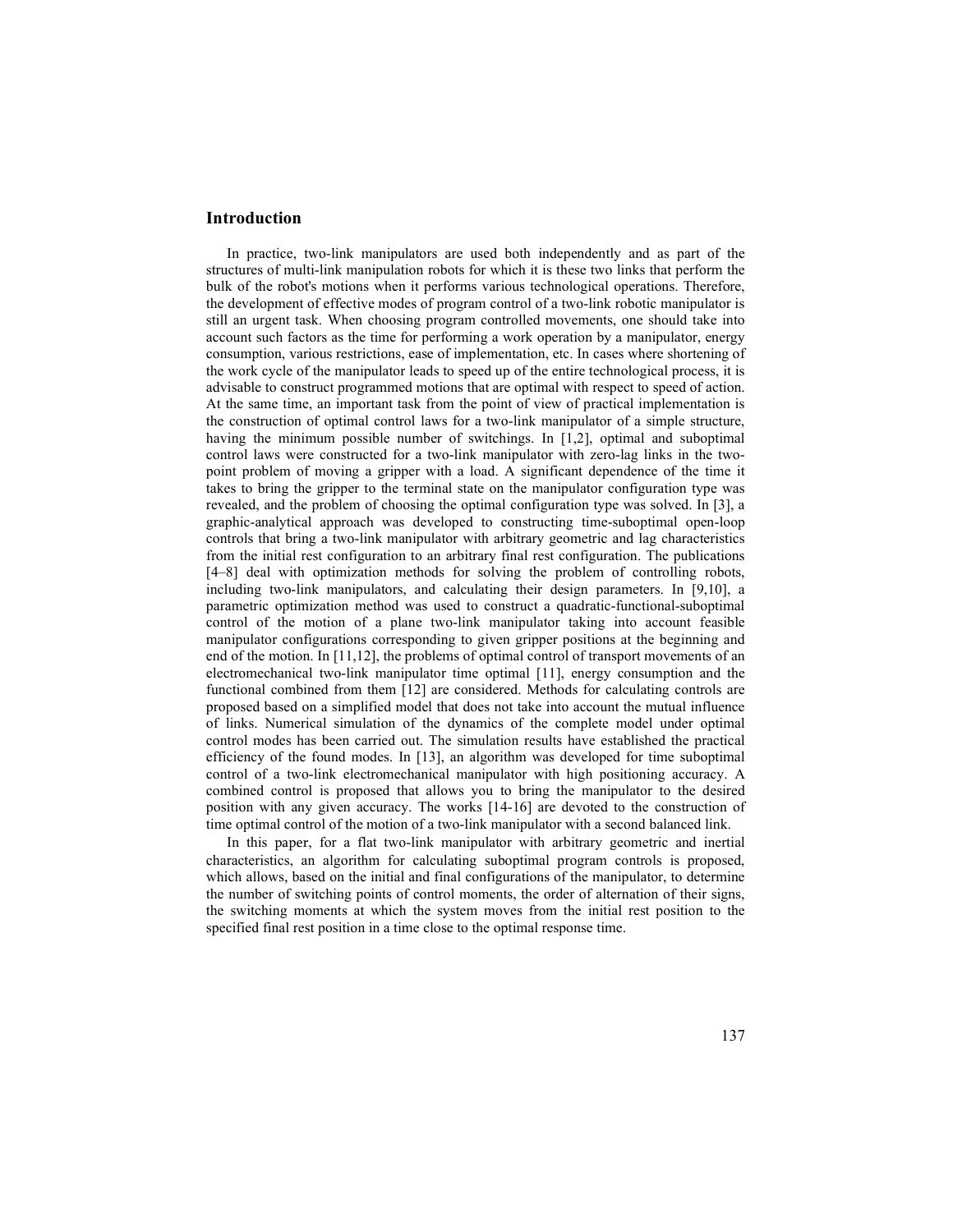## Introduction

In practice, two-link manipulators are used both independently and as part of the structures of multi-link manipulation robots for which it is these two links that perform the bulk of the robot's motions when it performs various technological operations. Therefore, the development of effective modes of program control of a two-link robotic manipulator is still an urgent task. When choosing program controlled movements, one should take into account such factors as the time for performing a work operation by a manipulator, energy consumption, various restrictions, ease of implementation, etc. In cases where shortening of the work cycle of the manipulator leads to speed up of the entire technological process, it is advisable to construct programmed motions that are optimal with respect to speed of action. At the same time, an important task from the point of view of practical implementation is the construction of optimal control laws for a two-link manipulator of a simple structure, having the minimum possible number of switchings. In [1,2], optimal and suboptimal control laws were constructed for a two-link manipulator with zero-lag links in the two-point problem of moving a gripper with a load. A significant dependence of the time it takes to bring the gripper to the terminal state on the manipulator configuration type was revealed, and the problem of choosing the optimal configuration type was solved. In [3], a graphic-analytical approach was developed to constructing time-suboptimal open-loop controls that bring a two-link manipulator with arbitrary geometric and lag characteristics from the initial rest configuration to an arbitrary final rest configuration. The publications [4–8] deal with optimization methods for solving the problem of controlling robots, including two-link manipulators, and calculating their design parameters. In [9,10], a parametric optimization method was used to construct a quadratic-functional-suboptimal control of the motion of a plane two-link manipulator taking into account feasible manipulator configurations corresponding to given gripper positions at the beginning and end of the motion. In [11,12], the problems of optimal control of transport movements of an electromechanical two-link manipulator time optimal [11], energy consumption and the functional combined from them [12] are considered. Methods for calculating controls are proposed based on a simplified model that does not take into account the mutual influence of links. Numerical simulation of the dynamics of the complete model under optimal control modes has been carried out. The simulation results have established the practical efficiency of the found modes. In [13], an algorithm was developed for time suboptimal control of a two-link electromechanical manipulator with high positioning accuracy. A combined control is proposed that allows you to bring the manipulator to the desired position with any given accuracy. The works [14-16] are devoted to the construction of time optimal control of the motion of a two-link manipulator with a second balanced link.

In this paper, for a flat two-link manipulator with arbitrary geometric and inertial characteristics, an algorithm for calculating suboptimal program controls is proposed, which allows, based on the initial and final configurations of the manipulator, to determine the number of switching points of control moments, the order of alternation of their signs, the switching moments at which the system moves from the initial rest position to the specified final rest position in a time close to the optimal response time.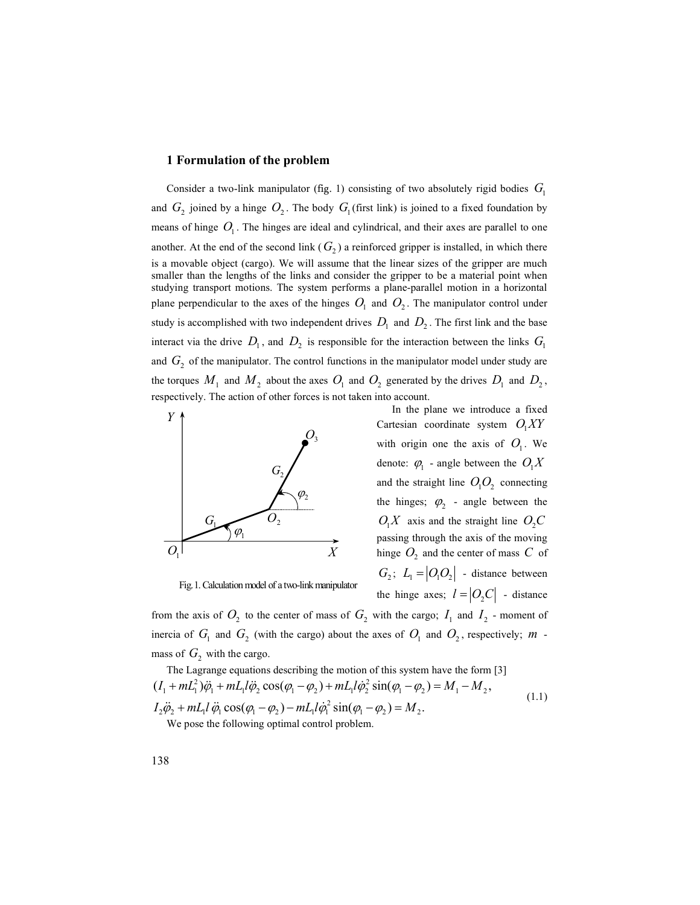## 1 Formulation of the problem

Consider a two-link manipulator (fig. 1) consisting of two absolutely rigid bodies $G_1$ and $G_2$ joined by a hinge $O_2$. The body $G_1$ (first link) is joined to a fixed foundation by means of hinge $O_1$. The hinges are ideal and cylindrical, and their axes are parallel to one another. At the end of the second link ($G_2$) a reinforced gripper is installed, in which there is a movable object (cargo). We will assume that the linear sizes of the gripper are much smaller than the lengths of the links and consider the gripper to be a material point when studying transport motions. The system performs a plane-parallel motion in a horizontal plane perpendicular to the axes of the hinges $O_1$ and $O_2$. The manipulator control under study is accomplished with two independent drives $D_1$ and $D_2$. The first link and the base interact via the drive $D_1$, and $D_2$ is responsible for the interaction between the links $G_1$ and $G_2$ of the manipulator. The control functions in the manipulator model under study are the torques $M_1$ and $M_2$ about the axes $O_1$ and $O_2$ generated by the drives $D_1$ and $D_2$, respectively. The action of other forces is not taken into account.

Y

$O_3$

$G_2$

$\varphi_2$

$G_1$

$O_2$

$\varphi_1$

$O_1$

X

Fig. 1. Calculation model of a two-link manipulator

In the plane we introduce a fixed Cartesian coordinate system $O_1XY$ with origin one the axis of $O_1$. We denote: $\varphi_1$ - angle between the $O_1X$ and the straight line $O_1O_2$ connecting the hinges; $\varphi_2$ - angle between the $O_1X$ axis and the straight line $O_2C$ passing through the axis of the moving hinge $O_2$ and the center of mass $C$ of $G_2$; $L_1 = |O_1O_2|$ - distance between the hinge axes; $l = |O_2C|$ - distance from the axis of $O_2$ to the center of mass of $G_2$ with the cargo; $I_1$ and $I_2$ - moment of inercia of $G_1$ and $G_2$ (with the cargo) about the axes of $O_1$ and $O_2$, respectively; $m$ - mass of $G_2$ with the cargo.

The Lagrange equations describing the motion of this system have the form [3]

$$
\begin{aligned}
&(I_1 + mL_1^2)\ddot{\varphi}_1 + mL_1 l\ddot{\varphi}_2\cos(\varphi_1 - \varphi_2) + mL_1 l\dot{\varphi}_2^2\sin(\varphi_1 - \varphi_2) = M_1 - M_2,\\
&I_2\ddot{\varphi}_2 + mL_1 l\,\ddot{\varphi}_1\cos(\varphi_1 - \varphi_2) - mL_1 l\dot{\varphi}_1^2\sin(\varphi_1 - \varphi_2) = M_2.
\end{aligned}
\tag{1.1}
$$

We pose the following optimal control problem.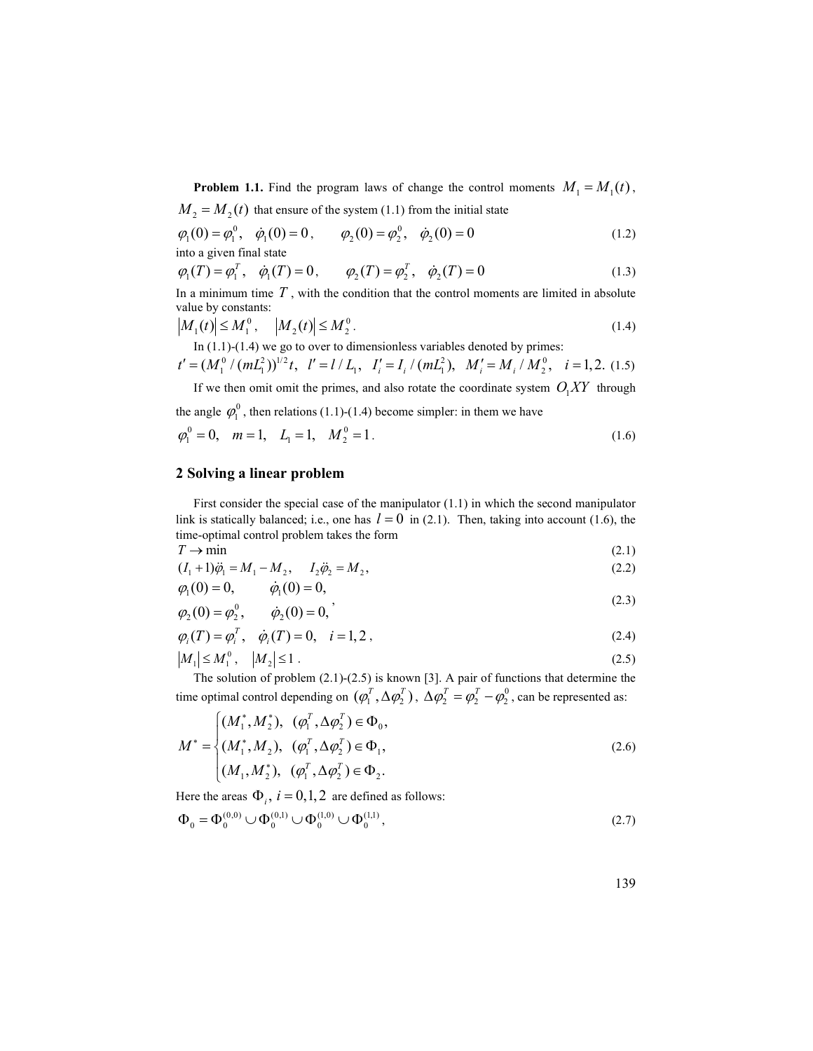**Problem 1.1.** Find the program laws of change the control moments $M_1 = M_1(t)$, $M_2 = M_2(t)$ that ensure of the system (1.1) from the initial state

$$\varphi_1(0) = \varphi_1^0, \quad \dot{\varphi}_1(0) = 0, \qquad \varphi_2(0) = \varphi_2^0, \quad \dot{\varphi}_2(0) = 0 \tag{1.2}$$

into a given final state

$$\varphi_1(T) = \varphi_1^T, \quad \dot{\varphi}_1(T) = 0, \qquad \varphi_2(T) = \varphi_2^T, \quad \dot{\varphi}_2(T) = 0 \tag{1.3}$$

In a minimum time $T$, with the condition that the control moments are limited in absolute value by constants:

$$|M_1(t)| \le M_1^0, \quad |M_2(t)| \le M_2^0. \tag{1.4}$$

In (1.1)-(1.4) we go to over to dimensionless variables denoted by primes:

$$t' = (M_1^0 / (mL_1^2))^{1/2} t, \quad l' = l / L_1, \quad I_i' = I_i / (mL_1^2), \quad M_i' = M_i / M_2^0, \quad i = 1, 2. \tag{1.5}$$

If we then omit omit the primes, and also rotate the coordinate system $O_1XY$ through the angle $\varphi_1^0$, then relations (1.1)-(1.4) become simpler: in them we have

$$\varphi_1^0 = 0, \quad m = 1, \quad L_1 = 1, \quad M_2^0 = 1. \tag{1.6}$$

## 2 Solving a linear problem

First consider the special case of the manipulator (1.1) in which the second manipulator link is statically balanced; i.e., one has $l = 0$ in (2.1). Then, taking into account (1.6), the time-optimal control problem takes the form

$$T \to \min \tag{2.1}$$

$$(I_1 + 1)\ddot{\varphi}_1 = M_1 - M_2, \quad I_2 \ddot{\varphi}_2 = M_2, \tag{2.2}$$

$$\begin{aligned} \varphi_1(0) &= 0, & \dot{\varphi}_1(0) &= 0, \\ \varphi_2(0) &= \varphi_2^0, & \dot{\varphi}_2(0) &= 0, \end{aligned} \tag{2.3}$$

$$\varphi_i(T) = \varphi_i^T, \quad \dot{\varphi}_i(T) = 0, \quad i = 1, 2, \tag{2.4}$$

$$|M_1| \le M_1^0, \quad |M_2| \le 1. \tag{2.5}$$

The solution of problem (2.1)-(2.5) is known [3]. A pair of functions that determine the time optimal control depending on $(\varphi_1^T, \Delta\varphi_2^T)$, $\Delta\varphi_2^T = \varphi_2^T - \varphi_2^0$, can be represented as:

$$M^* = \begin{cases} (M_1^*, M_2^*), & (\varphi_1^T, \Delta\varphi_2^T) \in \Phi_0, \\ (M_1^*, M_2), & (\varphi_1^T, \Delta\varphi_2^T) \in \Phi_1, \\ (M_1, M_2^*), & (\varphi_1^T, \Delta\varphi_2^T) \in \Phi_2. \end{cases} \tag{2.6}$$

Here the areas $\Phi_i$, $i = 0, 1, 2$ are defined as follows:

$$\Phi_0 = \Phi_0^{(0,0)} \cup \Phi_0^{(0,1)} \cup \Phi_0^{(1,0)} \cup \Phi_0^{(1,1)}, \tag{2.7}$$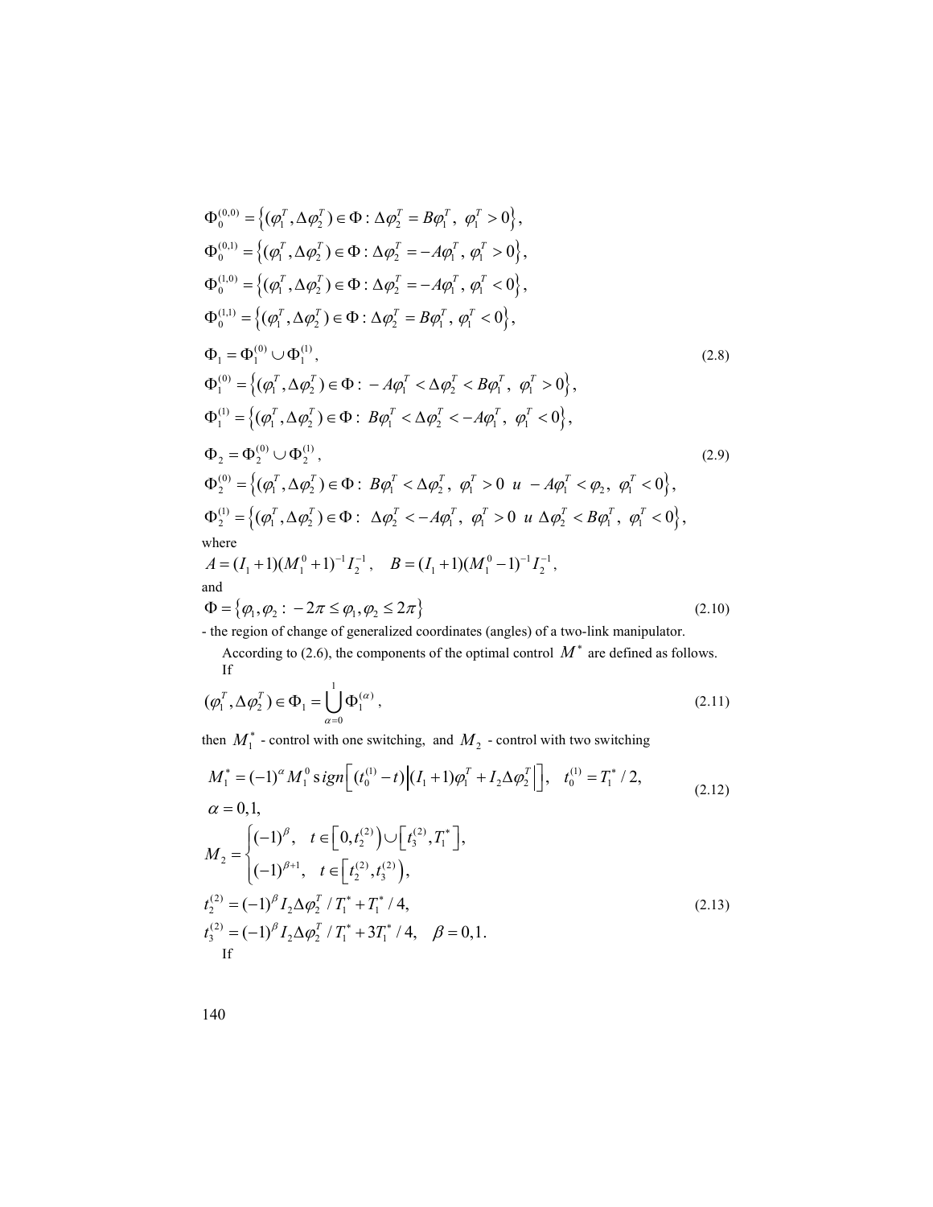$$\Phi_0^{(0,0)} = \left\{(\varphi_1^T, \Delta\varphi_2^T) \in \Phi : \Delta\varphi_2^T = B\varphi_1^T,\ \varphi_1^T > 0\right\},$$

$$\Phi_0^{(0,1)} = \left\{(\varphi_1^T, \Delta\varphi_2^T) \in \Phi : \Delta\varphi_2^T = -A\varphi_1^T,\ \varphi_1^T > 0\right\},$$

$$\Phi_0^{(1,0)} = \left\{(\varphi_1^T, \Delta\varphi_2^T) \in \Phi : \Delta\varphi_2^T = -A\varphi_1^T,\ \varphi_1^T < 0\right\},$$

$$\Phi_0^{(1,1)} = \left\{(\varphi_1^T, \Delta\varphi_2^T) \in \Phi : \Delta\varphi_2^T = B\varphi_1^T,\ \varphi_1^T < 0\right\},$$

$$\Phi_1 = \Phi_1^{(0)} \cup \Phi_1^{(1)}, \tag{2.8}$$

$$\Phi_1^{(0)} = \left\{(\varphi_1^T, \Delta\varphi_2^T) \in \Phi :\ -A\varphi_1^T < \Delta\varphi_2^T < B\varphi_1^T,\ \varphi_1^T > 0\right\},$$

$$\Phi_1^{(1)} = \left\{(\varphi_1^T, \Delta\varphi_2^T) \in \Phi :\ B\varphi_1^T < \Delta\varphi_2^T < -A\varphi_1^T,\ \varphi_1^T < 0\right\},$$

$$\Phi_2 = \Phi_2^{(0)} \cup \Phi_2^{(1)}, \tag{2.9}$$

$$\Phi_2^{(0)} = \left\{(\varphi_1^T, \Delta\varphi_2^T) \in \Phi :\ B\varphi_1^T < \Delta\varphi_2^T,\ \varphi_1^T > 0\ \ u\ \ -A\varphi_1^T < \varphi_2,\ \varphi_1^T < 0\right\},$$

$$\Phi_2^{(1)} = \left\{(\varphi_1^T, \Delta\varphi_2^T) \in \Phi :\ \Delta\varphi_2^T < -A\varphi_1^T,\ \varphi_1^T > 0\ \ u\ \ \Delta\varphi_2^T < B\varphi_1^T,\ \varphi_1^T < 0\right\},$$

where

$$A = (I_1+1)(M_1^0+1)^{-1}I_2^{-1}, \quad B = (I_1+1)(M_1^0-1)^{-1}I_2^{-1},$$

and

$$\Phi = \left\{\varphi_1, \varphi_2 :\ -2\pi \le \varphi_1, \varphi_2 \le 2\pi\right\} \tag{2.10}$$

- the region of change of generalized coordinates (angles) of a two-link manipulator.

According to (2.6), the components of the optimal control $M^*$ are defined as follows. If

$$(\varphi_1^T, \Delta\varphi_2^T) \in \Phi_1 = \bigcup_{\alpha=0}^{1} \Phi_1^{(\alpha)}, \tag{2.11}$$

then $M_1^*$ - control with one switching, and $M_2$ - control with two switching

$$M_1^* = (-1)^\alpha M_1^0 \operatorname{sign}\left[(t_0^{(1)} - t)\left|(I_1+1)\varphi_1^T + I_2\Delta\varphi_2^T\right|\right], \quad t_0^{(1)} = T_1^*/2, \quad \alpha = 0,1, \tag{2.12}$$

$$M_2 = \begin{cases} (-1)^\beta, & t \in \left[0, t_2^{(2)}\right) \cup \left[t_3^{(2)}, T_1^*\right], \\ (-1)^{\beta+1}, & t \in \left[t_2^{(2)}, t_3^{(2)}\right), \end{cases}$$

$$t_2^{(2)} = (-1)^\beta I_2 \Delta\varphi_2^T / T_1^* + T_1^*/4, \tag{2.13}$$

$$t_3^{(2)} = (-1)^\beta I_2 \Delta\varphi_2^T / T_1^* + 3T_1^*/4, \quad \beta = 0,1.$$

If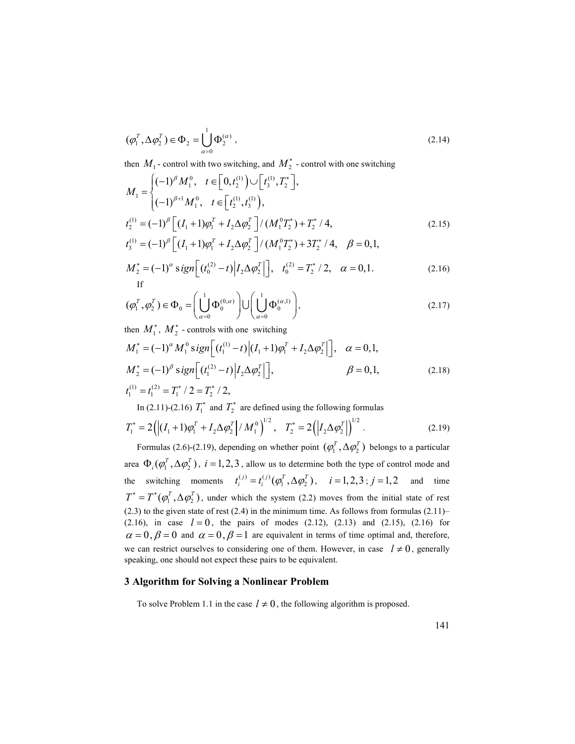$$(\varphi_1^T, \Delta\varphi_2^T) \in \Phi_2 = \bigcup_{\alpha=0}^{1} \Phi_2^{(\alpha)}, \tag{2.14}$$

then $M_1$ - control with two switching, and $M_2^*$ - control with one switching

$$M_1 = \begin{cases} (-1)^{\beta} M_1^0, & t \in \left[0, t_2^{(1)}\right) \cup \left[t_3^{(1)}, T_2^*\right], \\ (-1)^{\beta+1} M_1^0, & t \in \left[t_2^{(1)}, t_3^{(1)}\right), \end{cases}$$

$$t_2^{(1)} = (-1)^{\beta}\left[(I_1+1)\varphi_1^T + I_2\Delta\varphi_2^T\right] / (M_1^0 T_2^*) + T_2^*/4, \tag{2.15}$$

$$t_3^{(1)} = (-1)^{\beta}\left[(I_1+1)\varphi_1^T + I_2\Delta\varphi_2^T\right] / (M_1^0 T_2^*) + 3T_2^*/4, \quad \beta = 0,1,$$

$$M_2^* = (-1)^{\alpha}\,\mathrm{sign}\left[(t_0^{(2)} - t)\left|I_2\Delta\varphi_2^T\right|\right], \quad t_0^{(2)} = T_2^*/2, \quad \alpha = 0,1. \tag{2.16}$$

If

$$(\varphi_1^T, \varphi_2^T) \in \Phi_0 = \left(\bigcup_{\alpha=0}^{1} \Phi_0^{(0,\alpha)}\right) \bigcup \left(\bigcup_{\alpha=0}^{1} \Phi_0^{(\alpha,1)}\right), \tag{2.17}$$

then $M_1^*$, $M_2^*$ - controls with one switching

$$M_1^* = (-1)^{\alpha} M_1^0\,\mathrm{sign}\left[(t_1^{(1)} - t)\left|(I_1+1)\varphi_1^T + I_2\Delta\varphi_2^T\right|\right], \quad \alpha = 0,1,$$

$$M_2^* = (-1)^{\beta}\,\mathrm{sign}\left[(t_1^{(2)} - t)\left|I_2\Delta\varphi_2^T\right|\right], \quad \beta = 0,1, \tag{2.18}$$

$$t_1^{(1)} = t_1^{(2)} = T_1^*/2 = T_2^*/2,$$

In (2.11)-(2.16) $T_1^*$ and $T_2^*$ are defined using the following formulas

$$T_1^* = 2\left(\left|(I_1+1)\varphi_1^T + I_2\Delta\varphi_2^T\right| / M_1^0\right)^{1/2}, \quad T_2^* = 2\left(\left|I_2\Delta\varphi_2^T\right|\right)^{1/2}. \tag{2.19}$$

Formulas (2.6)-(2.19), depending on whether point $(\varphi_1^T, \Delta\varphi_2^T)$ belongs to a particular area $\Phi_i(\varphi_1^T, \Delta\varphi_2^T)$, $i = 1,2,3$, allow us to determine both the type of control mode and the switching moments $t_i^{(j)} = t_i^{(j)}(\varphi_1^T, \Delta\varphi_2^T)$, $i = 1,2,3$; $j = 1,2$ and time $T^* = T^*(\varphi_1^T, \Delta\varphi_2^T)$, under which the system (2.2) moves from the initial state of rest (2.3) to the given state of rest (2.4) in the minimum time. As follows from formulas (2.11)–(2.16), in case $l = 0$, the pairs of modes (2.12), (2.13) and (2.15), (2.16) for $\alpha = 0, \beta = 0$ and $\alpha = 0, \beta = 1$ are equivalent in terms of time optimal and, therefore, we can restrict ourselves to considering one of them. However, in case $l \neq 0$, generally speaking, one should not expect these pairs to be equivalent.

## 3 Algorithm for Solving a Nonlinear Problem

To solve Problem 1.1 in the case $l \neq 0$, the following algorithm is proposed.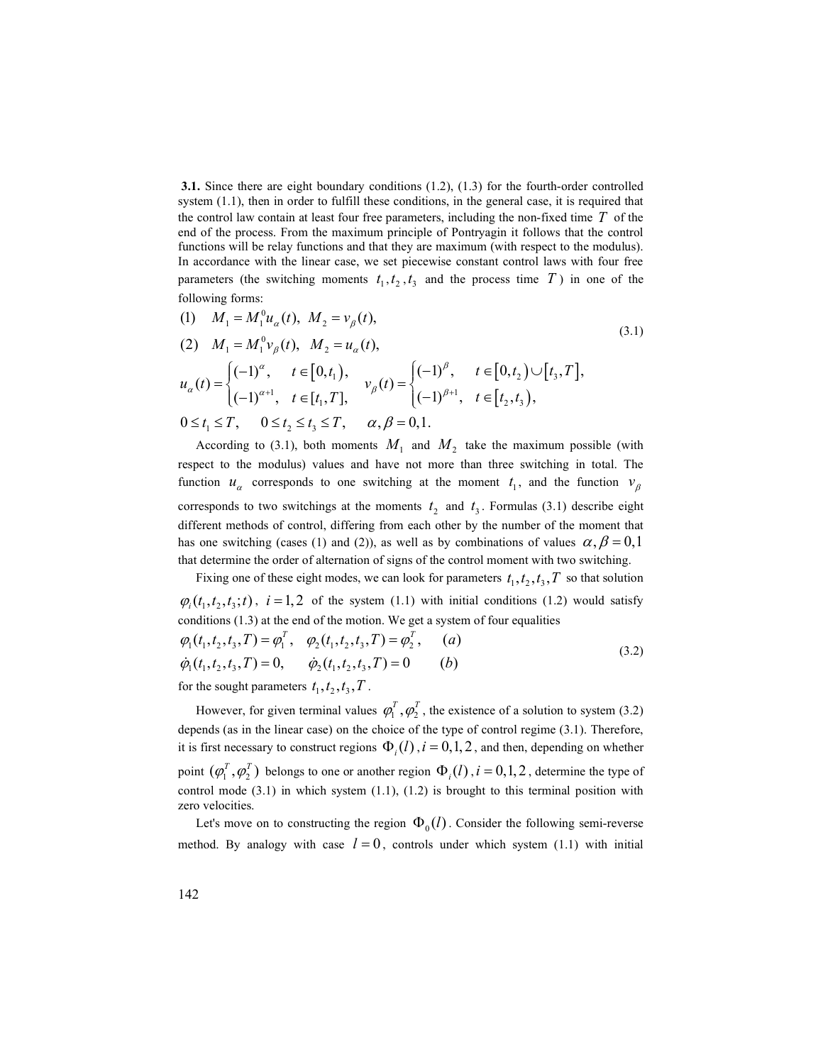**3.1.** Since there are eight boundary conditions (1.2), (1.3) for the fourth-order controlled system (1.1), then in order to fulfill these conditions, in the general case, it is required that the control law contain at least four free parameters, including the non-fixed time $T$ of the end of the process. From the maximum principle of Pontryagin it follows that the control functions will be relay functions and that they are maximum (with respect to the modulus). In accordance with the linear case, we set piecewise constant control laws with four free parameters (the switching moments $t_1, t_2, t_3$ and the process time $T$) in one of the following forms:

$$
\begin{aligned}
&(1) \quad M_1 = M_1^0 u_\alpha(t), \; M_2 = v_\beta(t), \\
&(2) \quad M_1 = M_1^0 v_\beta(t), \; M_2 = u_\alpha(t), \\
&u_\alpha(t) = \begin{cases} (-1)^\alpha, & t \in [0, t_1), \\ (-1)^{\alpha+1}, & t \in [t_1, T], \end{cases} \quad v_\beta(t) = \begin{cases} (-1)^\beta, & t \in [0, t_2) \cup [t_3, T], \\ (-1)^{\beta+1}, & t \in [t_2, t_3), \end{cases} \\
&0 \le t_1 \le T, \quad 0 \le t_2 \le t_3 \le T, \quad \alpha, \beta = 0,1.
\end{aligned}
\tag{3.1}
$$

According to (3.1), both moments $M_1$ and $M_2$ take the maximum possible (with respect to the modulus) values and have not more than three switching in total. The function $u_\alpha$ corresponds to one switching at the moment $t_1$, and the function $v_\beta$ corresponds to two switchings at the moments $t_2$ and $t_3$. Formulas (3.1) describe eight different methods of control, differing from each other by the number of the moment that has one switching (cases (1) and (2)), as well as by combinations of values $\alpha, \beta = 0,1$ that determine the order of alternation of signs of the control moment with two switching.

Fixing one of these eight modes, we can look for parameters $t_1, t_2, t_3, T$ so that solution $\varphi_i(t_1, t_2, t_3; t)$, $i = 1,2$ of the system (1.1) with initial conditions (1.2) would satisfy conditions (1.3) at the end of the motion. We get a system of four equalities

$$
\begin{aligned}
&\varphi_1(t_1, t_2, t_3, T) = \varphi_1^T, \quad \varphi_2(t_1, t_2, t_3, T) = \varphi_2^T, \qquad (a) \\
&\dot{\varphi}_1(t_1, t_2, t_3, T) = 0, \qquad \dot{\varphi}_2(t_1, t_2, t_3, T) = 0 \qquad\quad (b)
\end{aligned}
\tag{3.2}
$$

for the sought parameters $t_1, t_2, t_3, T$.

However, for given terminal values $\varphi_1^T, \varphi_2^T$, the existence of a solution to system (3.2) depends (as in the linear case) on the choice of the type of control regime (3.1). Therefore, it is first necessary to construct regions $\Phi_i(l)$, $i = 0,1,2$, and then, depending on whether point $(\varphi_1^T, \varphi_2^T)$ belongs to one or another region $\Phi_i(l)$, $i = 0,1,2$, determine the type of control mode (3.1) in which system (1.1), (1.2) is brought to this terminal position with zero velocities.

Let's move on to constructing the region $\Phi_0(l)$. Consider the following semi-reverse method. By analogy with case $l = 0$, controls under which system (1.1) with initial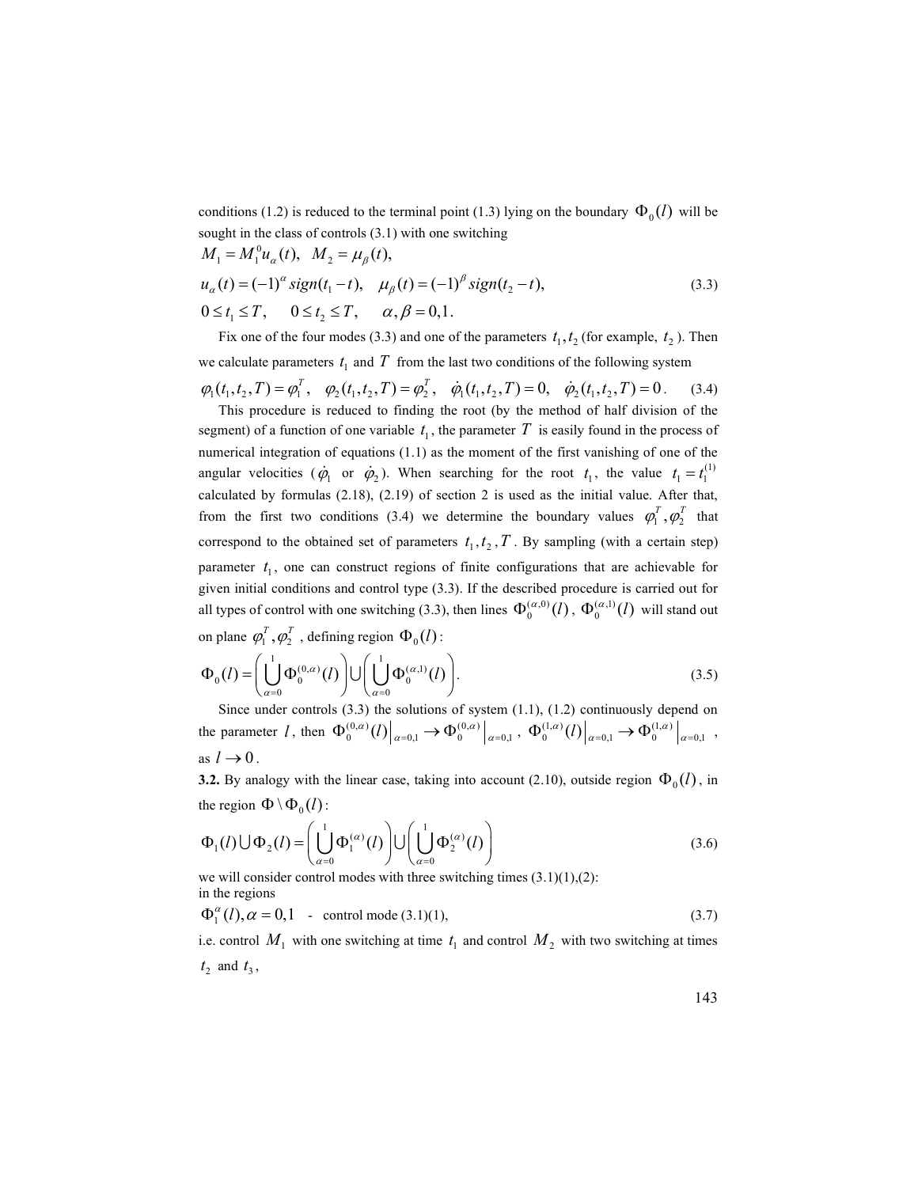conditions (1.2) is reduced to the terminal point (1.3) lying on the boundary $\Phi_0(l)$ will be sought in the class of controls (3.1) with one switching

$$
\begin{aligned}
&M_1 = M_1^0 u_\alpha(t), \quad M_2 = \mu_\beta(t), \\
&u_\alpha(t) = (-1)^\alpha sign(t_1 - t), \quad \mu_\beta(t) = (-1)^\beta sign(t_2 - t), \\
&0 \le t_1 \le T, \quad 0 \le t_2 \le T, \quad \alpha, \beta = 0{,}1.
\end{aligned}
\tag{3.3}
$$

Fix one of the four modes (3.3) and one of the parameters $t_1, t_2$ (for example, $t_2$). Then we calculate parameters $t_1$ and $T$ from the last two conditions of the following system

$$
\varphi_1(t_1, t_2, T) = \varphi_1^T, \quad \varphi_2(t_1, t_2, T) = \varphi_2^T, \quad \dot{\varphi}_1(t_1, t_2, T) = 0, \quad \dot{\varphi}_2(t_1, t_2, T) = 0. \tag{3.4}
$$

This procedure is reduced to finding the root (by the method of half division of the segment) of a function of one variable $t_1$, the parameter $T$ is easily found in the process of numerical integration of equations (1.1) as the moment of the first vanishing of one of the angular velocities ($\dot{\varphi}_1$ or $\dot{\varphi}_2$). When searching for the root $t_1$, the value $t_1 = t_1^{(1)}$ calculated by formulas (2.18), (2.19) of section 2 is used as the initial value. After that, from the first two conditions (3.4) we determine the boundary values $\varphi_1^T, \varphi_2^T$ that correspond to the obtained set of parameters $t_1, t_2, T$. By sampling (with a certain step) parameter $t_1$, one can construct regions of finite configurations that are achievable for given initial conditions and control type (3.3). If the described procedure is carried out for all types of control with one switching (3.3), then lines $\Phi_0^{(\alpha,0)}(l)$, $\Phi_0^{(\alpha,1)}(l)$ will stand out on plane $\varphi_1^T, \varphi_2^T$, defining region $\Phi_0(l)$:

$$
\Phi_0(l) = \left( \bigcup_{\alpha=0}^{1} \Phi_0^{(0,\alpha)}(l) \right) \bigcup \left( \bigcup_{\alpha=0}^{1} \Phi_0^{(\alpha,1)}(l) \right). \tag{3.5}
$$

Since under controls (3.3) the solutions of system (1.1), (1.2) continuously depend on the parameter $l$, then $\Phi_0^{(0,\alpha)}(l)\Big|_{\alpha=0,1} \to \Phi_0^{(0,\alpha)}\Big|_{\alpha=0,1}$, $\Phi_0^{(1,\alpha)}(l)\Big|_{\alpha=0,1} \to \Phi_0^{(1,\alpha)}\Big|_{\alpha=0,1}$, as $l \to 0$.

**3.2.** By analogy with the linear case, taking into account (2.10), outside region $\Phi_0(l)$, in the region $\Phi \setminus \Phi_0(l)$:

$$
\Phi_1(l) \bigcup \Phi_2(l) = \left( \bigcup_{\alpha=0}^{1} \Phi_1^{(\alpha)}(l) \right) \bigcup \left( \bigcup_{\alpha=0}^{1} \Phi_2^{(\alpha)}(l) \right) \tag{3.6}
$$

we will consider control modes with three switching times (3.1)(1),(2):
in the regions

$$
\Phi_1^\alpha(l), \alpha = 0{,}1 \quad \text{- control mode (3.1)(1),} \tag{3.7}
$$

i.e. control $M_1$ with one switching at time $t_1$ and control $M_2$ with two switching at times $t_2$ and $t_3$,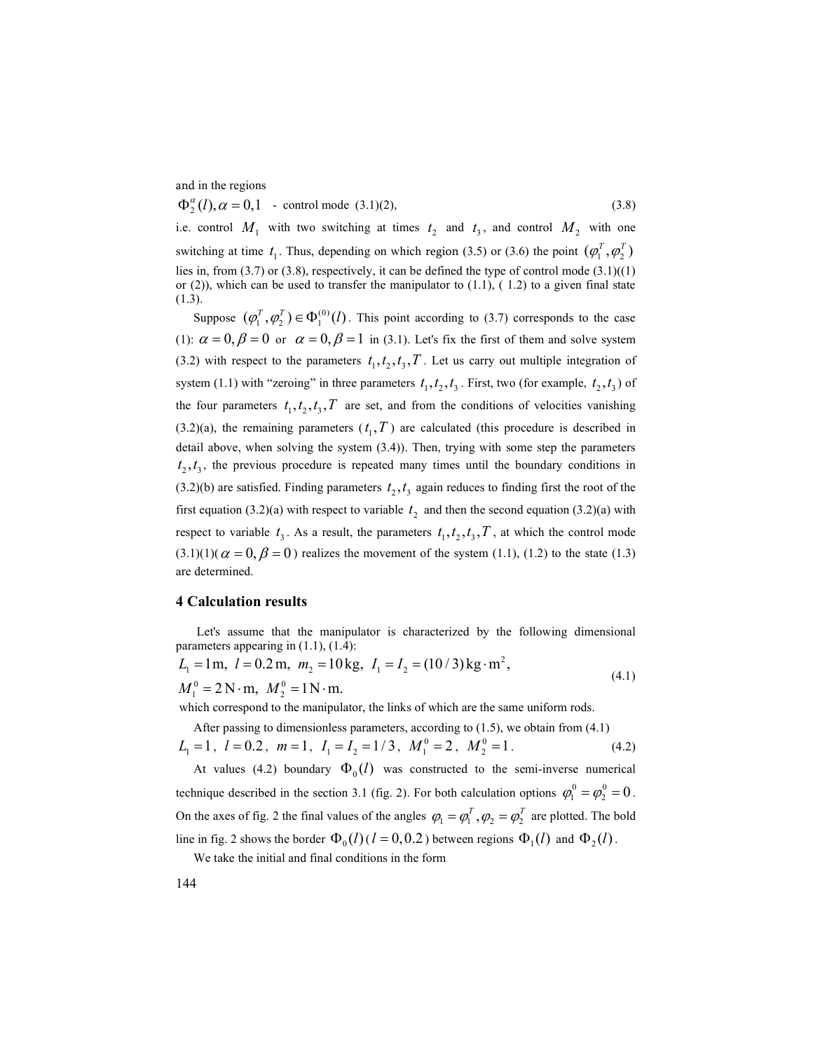and in the regions

$$\Phi_2^{\alpha}(l), \alpha = 0,1 \quad \text{- control mode (3.1)(2),} \tag{3.8}$$

i.e. control $M_1$ with two switching at times $t_2$ and $t_3$, and control $M_2$ with one switching at time $t_1$. Thus, depending on which region (3.5) or (3.6) the point $(\varphi_1^T, \varphi_2^T)$ lies in, from (3.7) or (3.8), respectively, it can be defined the type of control mode (3.1)((1) or (2)), which can be used to transfer the manipulator to (1.1), ( 1.2) to a given final state (1.3).

Suppose $(\varphi_1^T, \varphi_2^T) \in \Phi_1^{(0)}(l)$. This point according to (3.7) corresponds to the case (1): $\alpha = 0, \beta = 0$ or $\alpha = 0, \beta = 1$ in (3.1). Let's fix the first of them and solve system (3.2) with respect to the parameters $t_1, t_2, t_3, T$. Let us carry out multiple integration of system (1.1) with "zeroing" in three parameters $t_1, t_2, t_3$. First, two (for example, $t_2, t_3$) of the four parameters $t_1, t_2, t_3, T$ are set, and from the conditions of velocities vanishing (3.2)(a), the remaining parameters ($t_1, T$) are calculated (this procedure is described in detail above, when solving the system (3.4)). Then, trying with some step the parameters $t_2, t_3$, the previous procedure is repeated many times until the boundary conditions in (3.2)(b) are satisfied. Finding parameters $t_2, t_3$ again reduces to finding first the root of the first equation (3.2)(a) with respect to variable $t_2$ and then the second equation (3.2)(a) with respect to variable $t_3$. As a result, the parameters $t_1, t_2, t_3, T$, at which the control mode (3.1)(1)($\alpha = 0, \beta = 0$) realizes the movement of the system (1.1), (1.2) to the state (1.3) are determined.

## 4 Calculation results

Let's assume that the manipulator is characterized by the following dimensional parameters appearing in (1.1), (1.4):

$$\begin{aligned} &L_1 = 1\,\text{m},\ l = 0.2\,\text{m},\ m_2 = 10\,\text{kg},\ I_1 = I_2 = (10/3)\,\text{kg}\cdot\text{m}^2, \\ &M_1^0 = 2\,\text{N}\cdot\text{m},\ M_2^0 = 1\,\text{N}\cdot\text{m}. \end{aligned} \tag{4.1}$$

which correspond to the manipulator, the links of which are the same uniform rods.

After passing to dimensionless parameters, according to (1.5), we obtain from (4.1)

$$L_1 = 1,\ l = 0.2,\ m = 1,\ I_1 = I_2 = 1/3,\ M_1^0 = 2,\ M_2^0 = 1. \tag{4.2}$$

At values (4.2) boundary $\Phi_0(l)$ was constructed to the semi-inverse numerical technique described in the section 3.1 (fig. 2). For both calculation options $\varphi_1^0 = \varphi_2^0 = 0$. On the axes of fig. 2 the final values of the angles $\varphi_1 = \varphi_1^T, \varphi_2 = \varphi_2^T$ are plotted. The bold line in fig. 2 shows the border $\Phi_0(l)$ ($l = 0, 0.2$) between regions $\Phi_1(l)$ and $\Phi_2(l)$.

We take the initial and final conditions in the form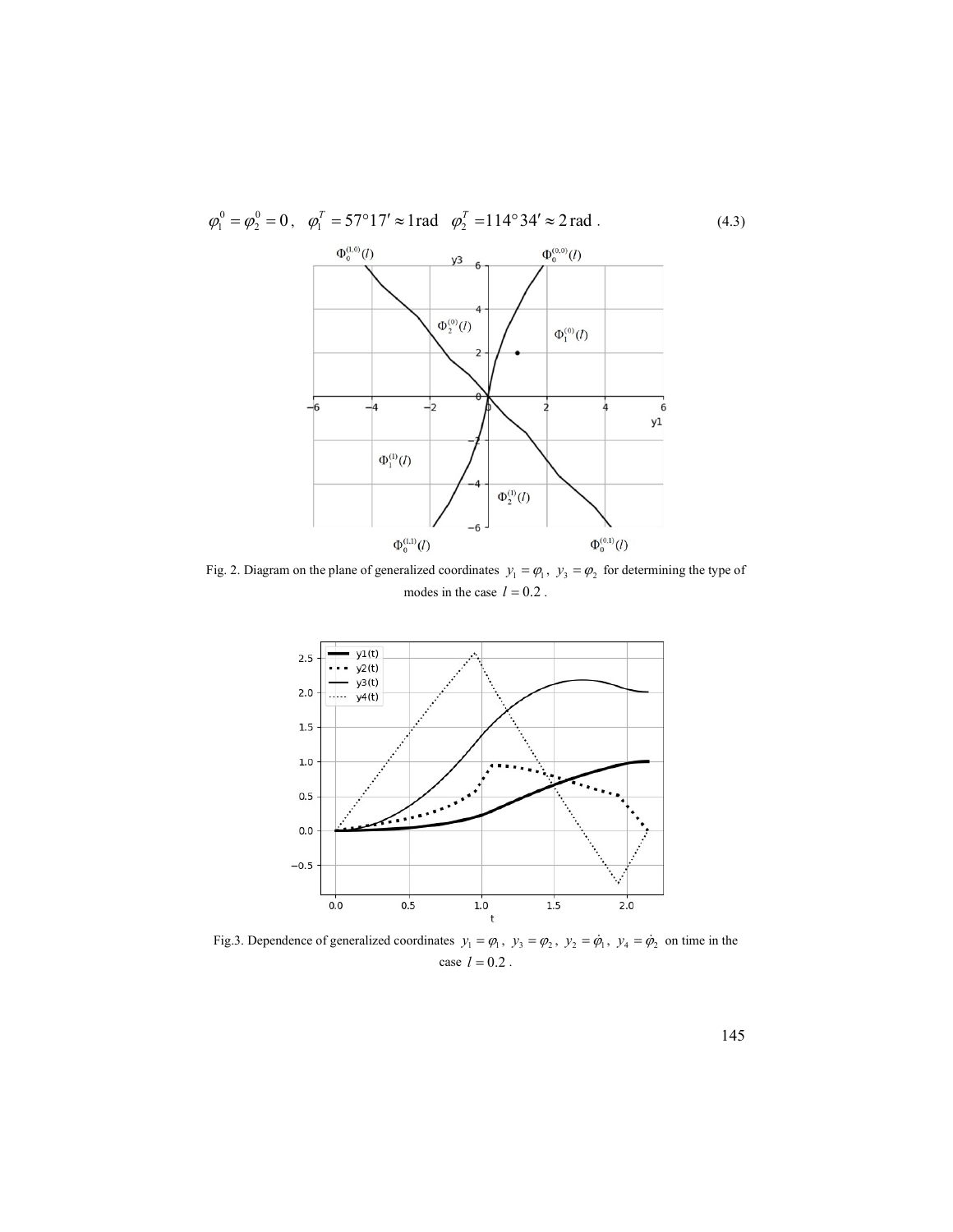$$\varphi_1^0 = \varphi_2^0 = 0\,, \quad \varphi_1^T = 57°17' \approx 1\,\text{rad} \quad \varphi_2^T = 114°34' \approx 2\,\text{rad}\,. \tag{4.3}$$

$\Phi_0^{(1,0)}(l)$

$\Phi_0^{(0,0)}(l)$

$\Phi_2^{(0)}(l)$

$\Phi_1^{(0)}(l)$

$\Phi_1^{(1)}(l)$

$\Phi_2^{(1)}(l)$

$\Phi_0^{(1,1)}(l)$

$\Phi_0^{(0,1)}(l)$

y3

y1

6
4
2
0
−2
−4
−6

−6 −4 −2 0 2 4 6

Fig. 2. Diagram on the plane of generalized coordinates $y_1 = \varphi_1$, $y_3 = \varphi_2$ for determining the type of modes in the case $l = 0.2$.

y1(t)
y2(t)
y3(t)
y4(t)

2.5
2.0
1.5
1.0
0.5
0.0
−0.5

0.0 0.5 1.0 1.5 2.0

t

Fig.3. Dependence of generalized coordinates $y_1 = \varphi_1$, $y_3 = \varphi_2$, $y_2 = \dot{\varphi}_1$, $y_4 = \dot{\varphi}_2$ on time in the case $l = 0.2$.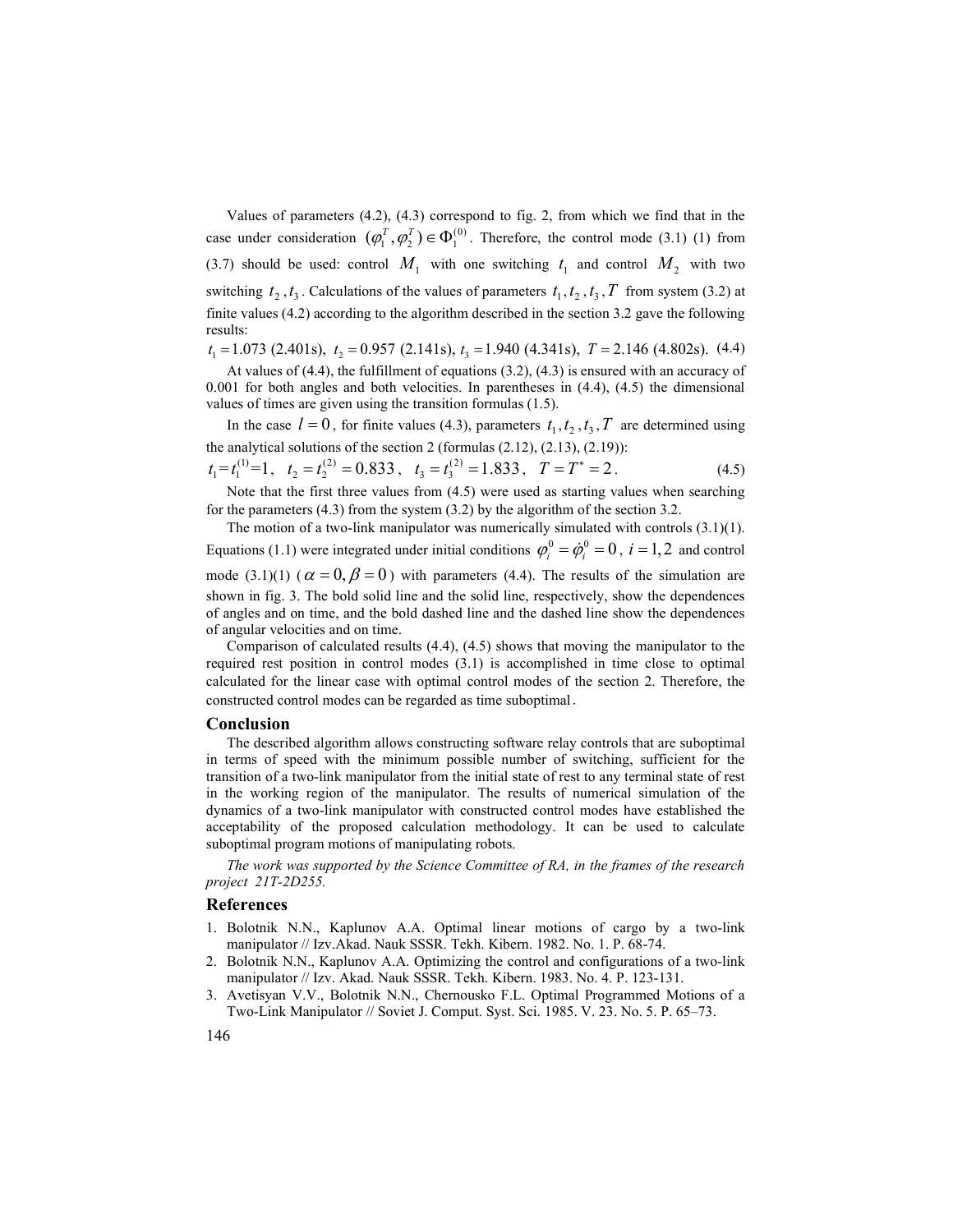Values of parameters (4.2), (4.3) correspond to fig. 2, from which we find that in the case under consideration $(\varphi_1^T, \varphi_2^T) \in \Phi_1^{(0)}$. Therefore, the control mode (3.1) (1) from (3.7) should be used: control $M_1$ with one switching $t_1$ and control $M_2$ with two switching $t_2, t_3$. Calculations of the values of parameters $t_1, t_2, t_3, T$ from system (3.2) at finite values (4.2) according to the algorithm described in the section 3.2 gave the following results:

$$t_1 = 1.073 \text{ (2.401s)},\ t_2 = 0.957 \text{ (2.141s)},\ t_3 = 1.940 \text{ (4.341s)},\ T = 2.146 \text{ (4.802s)}. \quad (4.4)$$

At values of (4.4), the fulfillment of equations (3.2), (4.3) is ensured with an accuracy of 0.001 for both angles and both velocities. In parentheses in (4.4), (4.5) the dimensional values of times are given using the transition formulas (1.5).

In the case $l = 0$, for finite values (4.3), parameters $t_1, t_2, t_3, T$ are determined using the analytical solutions of the section 2 (formulas (2.12), (2.13), (2.19)):

$$t_1 = t_1^{(1)} = 1, \quad t_2 = t_2^{(2)} = 0.833, \quad t_3 = t_3^{(2)} = 1.833, \quad T = T^* = 2. \quad (4.5)$$

Note that the first three values from (4.5) were used as starting values when searching for the parameters (4.3) from the system (3.2) by the algorithm of the section 3.2.

The motion of a two-link manipulator was numerically simulated with controls (3.1)(1). Equations (1.1) were integrated under initial conditions $\varphi_i^0 = \dot{\varphi}_i^0 = 0$, $i = 1, 2$ and control mode (3.1)(1) ($\alpha = 0, \beta = 0$) with parameters (4.4). The results of the simulation are shown in fig. 3. The bold solid line and the solid line, respectively, show the dependences of angles and on time, and the bold dashed line and the dashed line show the dependences of angular velocities and on time.

Comparison of calculated results (4.4), (4.5) shows that moving the manipulator to the required rest position in control modes (3.1) is accomplished in time close to optimal calculated for the linear case with optimal control modes of the section 2. Therefore, the constructed control modes can be regarded as time suboptimal.

## Conclusion

The described algorithm allows constructing software relay controls that are suboptimal in terms of speed with the minimum possible number of switching, sufficient for the transition of a two-link manipulator from the initial state of rest to any terminal state of rest in the working region of the manipulator. The results of numerical simulation of the dynamics of a two-link manipulator with constructed control modes have established the acceptability of the proposed calculation methodology. It can be used to calculate suboptimal program motions of manipulating robots.

*The work was supported by the Science Committee of RA, in the frames of the research project 21T-2D255.*

## References

1. Bolotnik N.N., Kaplunov A.A. Optimal linear motions of cargo by a two-link manipulator // Izv.Akad. Nauk SSSR. Tekh. Kibern. 1982. No. 1. P. 68-74.
2. Bolotnik N.N., Kaplunov A.A. Optimizing the control and configurations of a two-link manipulator // Izv. Akad. Nauk SSSR. Tekh. Kibern. 1983. No. 4. P. 123-131.
3. Avetisyan V.V., Bolotnik N.N., Chernousko F.L. Optimal Programmed Motions of a Two-Link Manipulator // Soviet J. Comput. Syst. Sci. 1985. V. 23. No. 5. P. 65–73.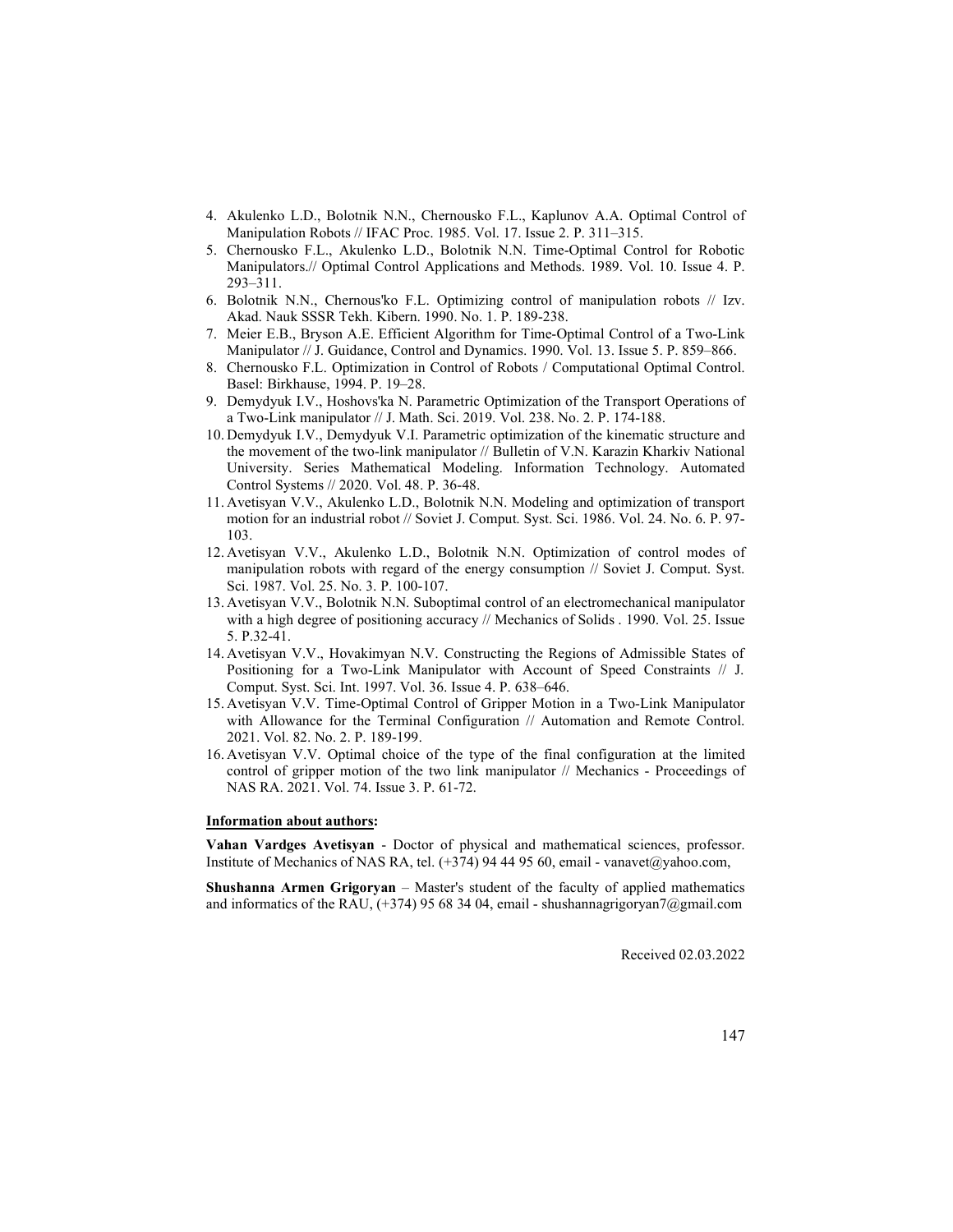4. Akulenko L.D., Bolotnik N.N., Chernousko F.L., Kaplunov A.A. Optimal Control of Manipulation Robots // IFAC Proc. 1985. Vol. 17. Issue 2. P. 311–315.
5. Chernousko F.L., Akulenko L.D., Bolotnik N.N. Time-Optimal Control for Robotic Manipulators.// Optimal Control Applications and Methods. 1989. Vol. 10. Issue 4. P. 293–311.
6. Bolotnik N.N., Chernous'ko F.L. Optimizing control of manipulation robots // Izv. Akad. Nauk SSSR Tekh. Kibern. 1990. No. 1. P. 189-238.
7. Meier E.B., Bryson A.E. Efficient Algorithm for Time-Optimal Control of a Two-Link Manipulator // J. Guidance, Control and Dynamics. 1990. Vol. 13. Issue 5. P. 859–866.
8. Chernousko F.L. Optimization in Control of Robots / Computational Optimal Control. Basel: Birkhause, 1994. P. 19–28.
9. Demydyuk I.V., Hoshovs'ka N. Parametric Optimization of the Transport Operations of a Two-Link manipulator // J. Math. Sci. 2019. Vol. 238. No. 2. P. 174-188.
10. Demydyuk I.V., Demydyuk V.I. Parametric optimization of the kinematic structure and the movement of the two-link manipulator // Bulletin of V.N. Karazin Kharkiv National University. Series Mathematical Modeling. Information Technology. Automated Control Systems // 2020. Vol. 48. P. 36-48.
11. Avetisyan V.V., Akulenko L.D., Bolotnik N.N. Modeling and optimization of transport motion for an industrial robot // Soviet J. Comput. Syst. Sci. 1986. Vol. 24. No. 6. P. 97-103.
12. Avetisyan V.V., Akulenko L.D., Bolotnik N.N. Optimization of control modes of manipulation robots with regard of the energy consumption // Soviet J. Comput. Syst. Sci. 1987. Vol. 25. No. 3. P. 100-107.
13. Avetisyan V.V., Bolotnik N.N. Suboptimal control of an electromechanical manipulator with a high degree of positioning accuracy // Mechanics of Solids . 1990. Vol. 25. Issue 5. P.32-41.
14. Avetisyan V.V., Hovakimyan N.V. Constructing the Regions of Admissible States of Positioning for a Two-Link Manipulator with Account of Speed Constraints // J. Comput. Syst. Sci. Int. 1997. Vol. 36. Issue 4. P. 638–646.
15. Avetisyan V.V. Time-Optimal Control of Gripper Motion in a Two-Link Manipulator with Allowance for the Terminal Configuration // Automation and Remote Control. 2021. Vol. 82. No. 2. P. 189-199.
16. Avetisyan V.V. Optimal choice of the type of the final configuration at the limited control of gripper motion of the two link manipulator // Mechanics - Proceedings of NAS RA. 2021. Vol. 74. Issue 3. P. 61-72.

**Information about authors:**

**Vahan Vardges Avetisyan** - Doctor of physical and mathematical sciences, professor. Institute of Mechanics of NAS RA, tel. (+374) 94 44 95 60, email - vanavet@yahoo.com,

**Shushanna Armen Grigoryan** – Master's student of the faculty of applied mathematics and informatics of the RAU, (+374) 95 68 34 04, email - shushannagrigoryan7@gmail.com

Received 02.03.2022